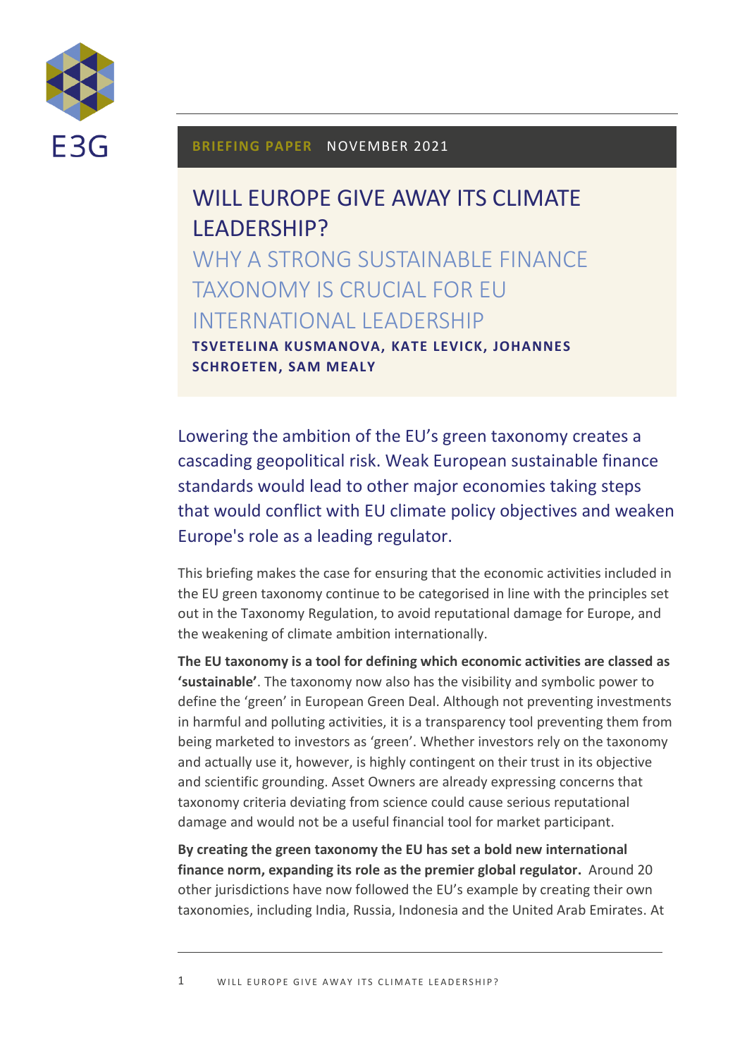E3G

**BRIEFING PAPER** NOVEMBER 2021

# WILL EUROPE GIVE AWAY ITS CLIMATE LEADERSHIP?

## WHY A STRONG SUSTAINABLE FINANCE TAXONOMY IS CRUCIAL FOR EU INTERNATIONAL LEADERSHIP

**TSVETELINA KUSMANOVA, KATE LEVICK, JOHANNES SCHROETEN, SAM MEALY**

Lowering the ambition of the EU's green taxonomy creates a cascading geopolitical risk. Weak European sustainable finance standards would lead to other major economies taking steps that would conflict with EU climate policy objectives and weaken Europe's role as a leading regulator.

This briefing makes the case for ensuring that the economic activities included in the EU green taxonomy continue to be categorised in line with the principles set out in the Taxonomy Regulation, to avoid reputational damage for Europe, and the weakening of climate ambition internationally.

**The EU taxonomy is a tool for defining which economic activities are classed as 'sustainable'**. The taxonomy now also has the visibility and symbolic power to define the 'green' in European Green Deal. Although not preventing investments in harmful and polluting activities, it is a transparency tool preventing them from being marketed to investors as 'green'. Whether investors rely on the taxonomy and actually use it, however, is highly contingent on their trust in its objective and scientific grounding. Asset Owners are already expressing concerns that taxonomy criteria deviating from science could cause serious reputational damage and would not be a useful financial tool for market participant.

**By creating the green taxonomy the EU has set a bold new international finance norm, expanding its role as the premier global regulator.** Around 20 other jurisdictions have now followed the EU's example by creating their own taxonomies, including India, Russia, Indonesia and the United Arab Emirates. At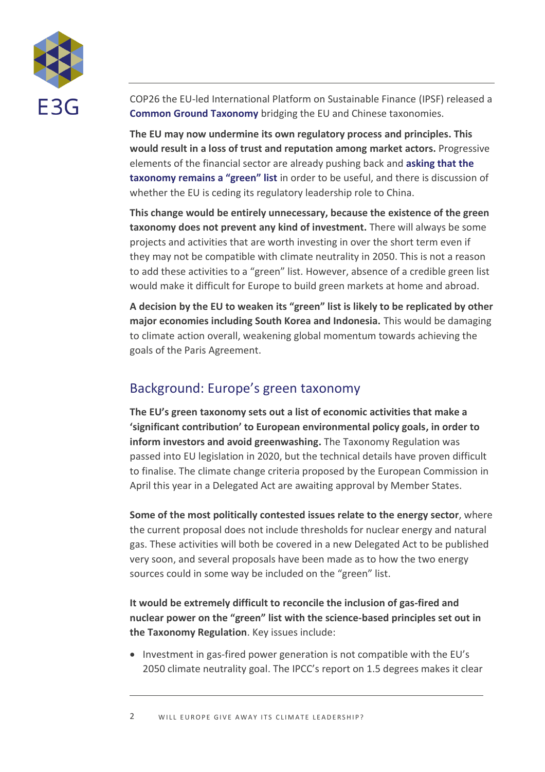COP26 the EU-led International Platform on Sustainable Finance (IPSF) released a **Common Ground Taxonomy** bridging the EU and Chinese taxonomies.

**The EU may now undermine its own regulatory process and principles. This would result in a loss of trust and reputation among market actors.** Progressive elements of the financial sector are already pushing back and **asking that the taxonomy remains a "green" list** in order to be useful, and there is discussion of whether the EU is ceding its regulatory leadership role to China.

**This change would be entirely unnecessary, because the existence of the green taxonomy does not prevent any kind of investment.** There will always be some projects and activities that are worth investing in over the short term even if they may not be compatible with climate neutrality in 2050. This is not a reason to add these activities to a "green" list. However, absence of a credible green list would make it difficult for Europe to build green markets at home and abroad.

**A decision by the EU to weaken its "green" list is likely to be replicated by other major economies including South Korea and Indonesia.** This would be damaging to climate action overall, weakening global momentum towards achieving the goals of the Paris Agreement.

## Background: Europe's green taxonomy

**The EU's green taxonomy sets out a list of economic activities that make a 'significant contribution' to European environmental policy goals, in order to inform investors and avoid greenwashing.** The Taxonomy Regulation was passed into EU legislation in 2020, but the technical details have proven difficult to finalise. The climate change criteria proposed by the European Commission in April this year in a Delegated Act are awaiting approval by Member States.

**Some of the most politically contested issues relate to the energy sector**, where the current proposal does not include thresholds for nuclear energy and natural gas. These activities will both be covered in a new Delegated Act to be published very soon, and several proposals have been made as to how the two energy sources could in some way be included on the "green" list.

**It would be extremely difficult to reconcile the inclusion of gas-fired and nuclear power on the "green" list with the science-based principles set out in the Taxonomy Regulation**. Key issues include:

- Investment in gas-fired power generation is not compatible with the EU's 2050 climate neutrality goal. The IPCC's report on 1.5 degrees makes it clear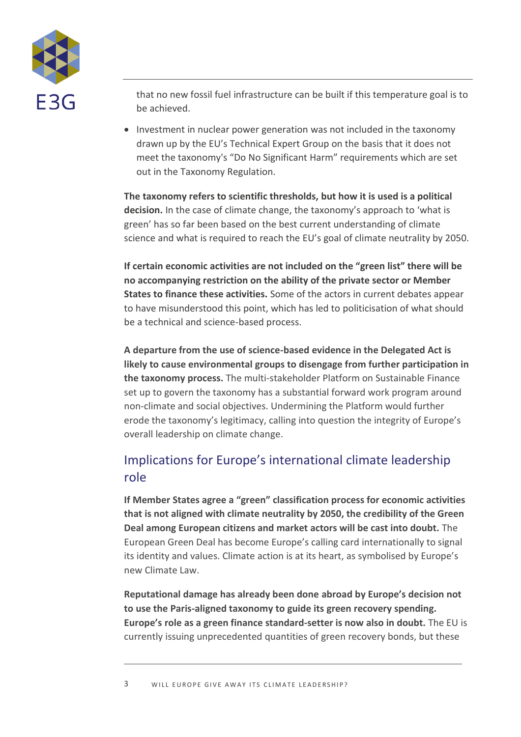that no new fossil fuel infrastructure can be built if this temperature goal is to be achieved.

- Investment in nuclear power generation was not included in the taxonomy drawn up by the EU's Technical Expert Group on the basis that it does not meet the taxonomy's "Do No Significant Harm" requirements which are set out in the Taxonomy Regulation.

**The taxonomy refers to scientific thresholds, but how it is used is a political decision.** In the case of climate change, the taxonomy's approach to 'what is green' has so far been based on the best current understanding of climate science and what is required to reach the EU's goal of climate neutrality by 2050.

**If certain economic activities are not included on the "green list" there will be no accompanying restriction on the ability of the private sector or Member States to finance these activities.** Some of the actors in current debates appear to have misunderstood this point, which has led to politicisation of what should be a technical and science-based process.

**A departure from the use of science-based evidence in the Delegated Act is likely to cause environmental groups to disengage from further participation in the taxonomy process.** The multi-stakeholder Platform on Sustainable Finance set up to govern the taxonomy has a substantial forward work program around non-climate and social objectives. Undermining the Platform would further erode the taxonomy's legitimacy, calling into question the integrity of Europe's overall leadership on climate change.

## Implications for Europe's international climate leadership role

**If Member States agree a "green" classification process for economic activities that is not aligned with climate neutrality by 2050, the credibility of the Green Deal among European citizens and market actors will be cast into doubt.** The European Green Deal has become Europe's calling card internationally to signal its identity and values. Climate action is at its heart, as symbolised by Europe's new Climate Law.

**Reputational damage has already been done abroad by Europe's decision not to use the Paris-aligned taxonomy to guide its green recovery spending. Europe's role as a green finance standard-setter is now also in doubt.** The EU is currently issuing unprecedented quantities of green recovery bonds, but these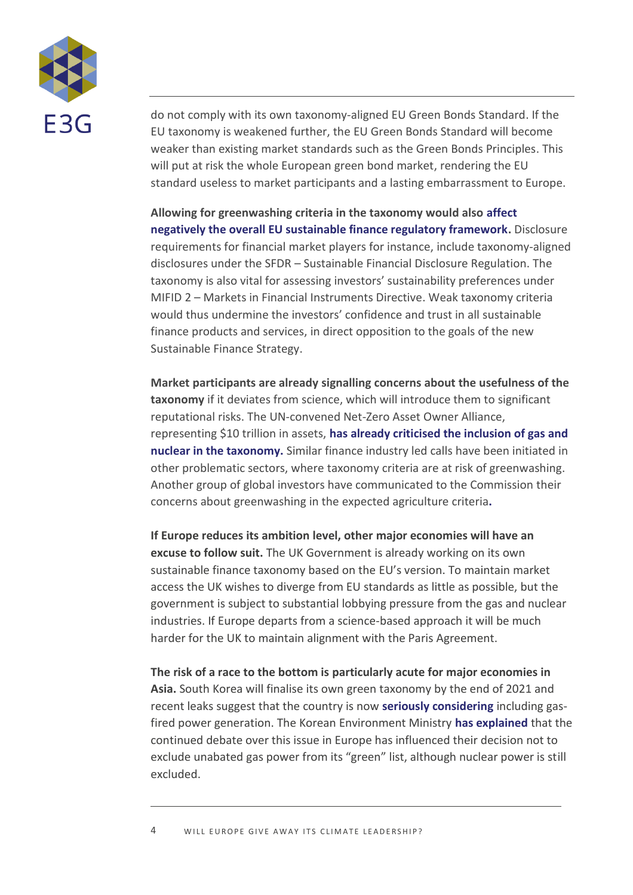do not comply with its own taxonomy-aligned EU Green Bonds Standard. If the EU taxonomy is weakened further, the EU Green Bonds Standard will become weaker than existing market standards such as the Green Bonds Principles. This will put at risk the whole European green bond market, rendering the EU standard useless to market participants and a lasting embarrassment to Europe.

**Allowing for greenwashing criteria in the taxonomy would also affect negatively the overall EU sustainable finance regulatory framework.** Disclosure requirements for financial market players for instance, include taxonomy-aligned disclosures under the SFDR – Sustainable Financial Disclosure Regulation. The taxonomy is also vital for assessing investors' sustainability preferences under MIFID 2 – Markets in Financial Instruments Directive. Weak taxonomy criteria would thus undermine the investors' confidence and trust in all sustainable finance products and services, in direct opposition to the goals of the new Sustainable Finance Strategy.

**Market participants are already signalling concerns about the usefulness of the taxonomy** if it deviates from science, which will introduce them to significant reputational risks. The UN-convened Net-Zero Asset Owner Alliance, representing $10 trillion in assets, **has already criticised the inclusion of gas and nuclear in the taxonomy.** Similar finance industry led calls have been initiated in other problematic sectors, where taxonomy criteria are at risk of greenwashing. Another group of global investors have communicated to the Commission their concerns about greenwashing in the expected agriculture criteria**.**

**If Europe reduces its ambition level, other major economies will have an excuse to follow suit.** The UK Government is already working on its own sustainable finance taxonomy based on the EU's version. To maintain market access the UK wishes to diverge from EU standards as little as possible, but the government is subject to substantial lobbying pressure from the gas and nuclear industries. If Europe departs from a science-based approach it will be much harder for the UK to maintain alignment with the Paris Agreement.

**The risk of a race to the bottom is particularly acute for major economies in Asia.** South Korea will finalise its own green taxonomy by the end of 2021 and recent leaks suggest that the country is now **seriously considering** including gas-fired power generation. The Korean Environment Ministry **has explained** that the continued debate over this issue in Europe has influenced their decision not to exclude unabated gas power from its "green" list, although nuclear power is still excluded.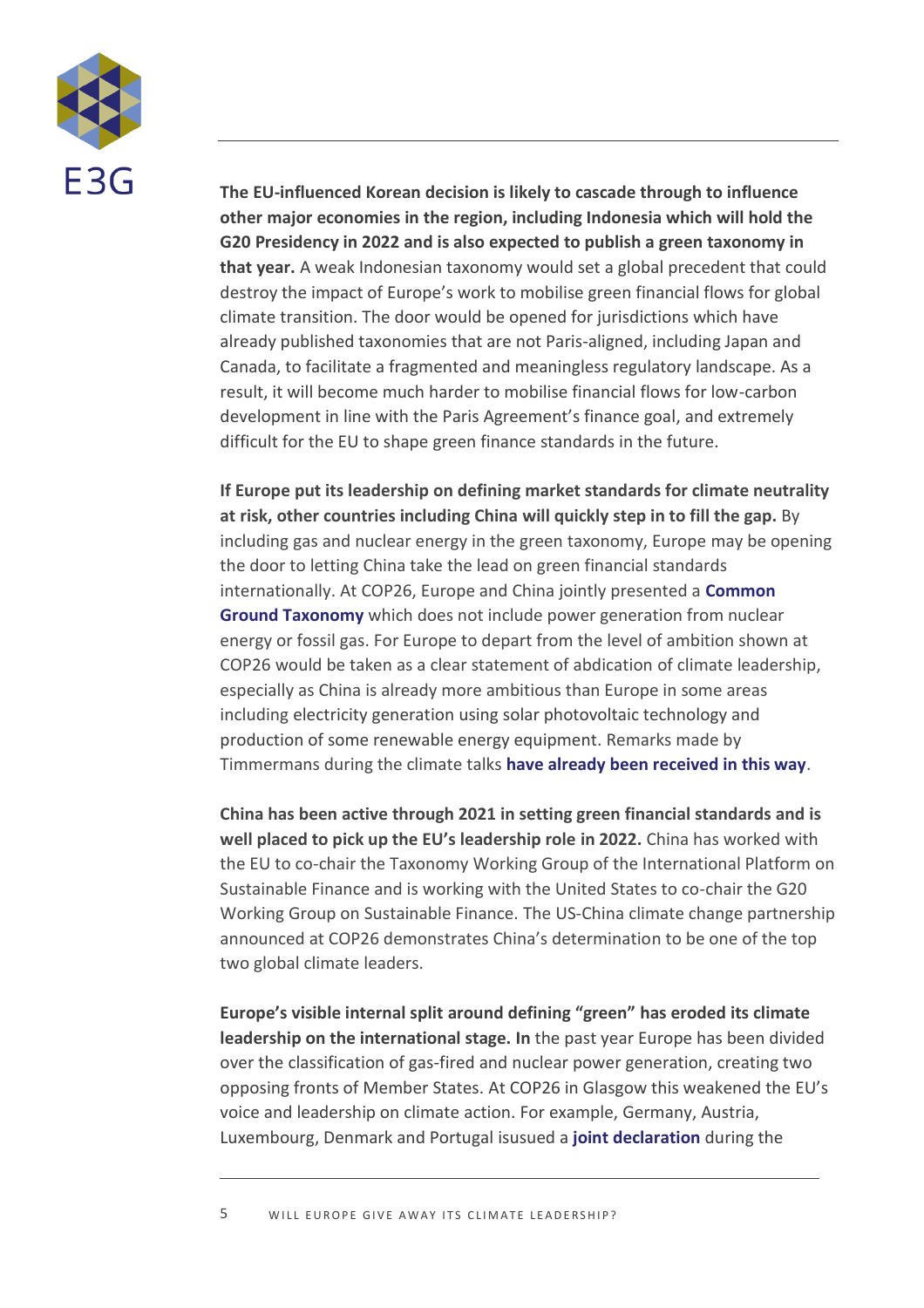**The EU-influenced Korean decision is likely to cascade through to influence other major economies in the region, including Indonesia which will hold the G20 Presidency in 2022 and is also expected to publish a green taxonomy in that year.** A weak Indonesian taxonomy would set a global precedent that could destroy the impact of Europe's work to mobilise green financial flows for global climate transition. The door would be opened for jurisdictions which have already published taxonomies that are not Paris-aligned, including Japan and Canada, to facilitate a fragmented and meaningless regulatory landscape. As a result, it will become much harder to mobilise financial flows for low-carbon development in line with the Paris Agreement's finance goal, and extremely difficult for the EU to shape green finance standards in the future.

**If Europe put its leadership on defining market standards for climate neutrality at risk, other countries including China will quickly step in to fill the gap.** By including gas and nuclear energy in the green taxonomy, Europe may be opening the door to letting China take the lead on green financial standards internationally. At COP26, Europe and China jointly presented a **Common Ground Taxonomy** which does not include power generation from nuclear energy or fossil gas. For Europe to depart from the level of ambition shown at COP26 would be taken as a clear statement of abdication of climate leadership, especially as China is already more ambitious than Europe in some areas including electricity generation using solar photovoltaic technology and production of some renewable energy equipment. Remarks made by Timmermans during the climate talks **have already been received in this way**.

**China has been active through 2021 in setting green financial standards and is well placed to pick up the EU's leadership role in 2022.** China has worked with the EU to co-chair the Taxonomy Working Group of the International Platform on Sustainable Finance and is working with the United States to co-chair the G20 Working Group on Sustainable Finance. The US-China climate change partnership announced at COP26 demonstrates China's determination to be one of the top two global climate leaders.

**Europe's visible internal split around defining "green" has eroded its climate leadership on the international stage. In** the past year Europe has been divided over the classification of gas-fired and nuclear power generation, creating two opposing fronts of Member States. At COP26 in Glasgow this weakened the EU's voice and leadership on climate action. For example, Germany, Austria, Luxembourg, Denmark and Portugal isusued a **joint declaration** during the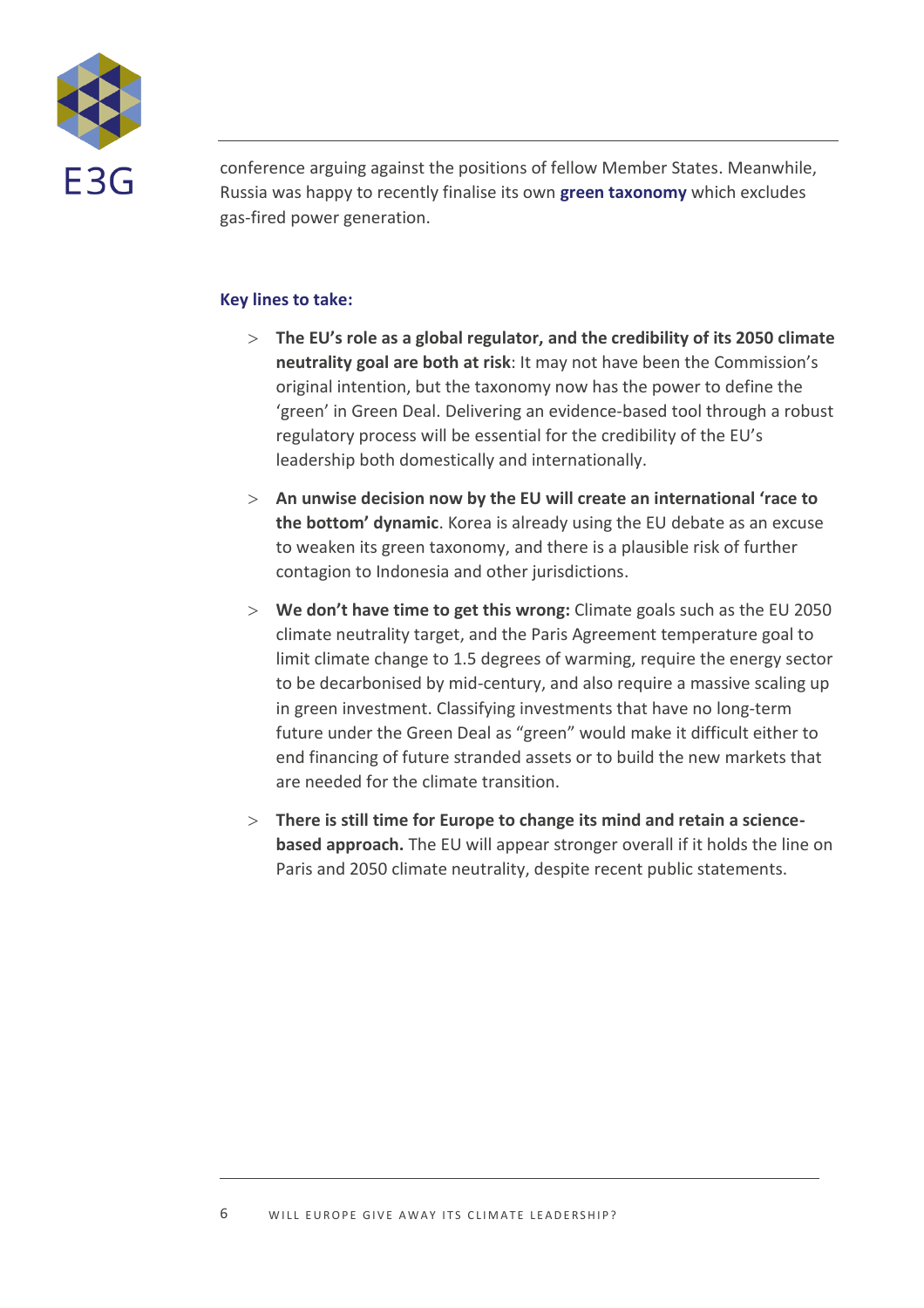conference arguing against the positions of fellow Member States. Meanwhile, Russia was happy to recently finalise its own **green taxonomy** which excludes gas-fired power generation.

**Key lines to take:**

- **The EU's role as a global regulator, and the credibility of its 2050 climate neutrality goal are both at risk**: It may not have been the Commission's original intention, but the taxonomy now has the power to define the 'green' in Green Deal. Delivering an evidence-based tool through a robust regulatory process will be essential for the credibility of the EU's leadership both domestically and internationally.
- **An unwise decision now by the EU will create an international 'race to the bottom' dynamic**. Korea is already using the EU debate as an excuse to weaken its green taxonomy, and there is a plausible risk of further contagion to Indonesia and other jurisdictions.
- **We don't have time to get this wrong:** Climate goals such as the EU 2050 climate neutrality target, and the Paris Agreement temperature goal to limit climate change to 1.5 degrees of warming, require the energy sector to be decarbonised by mid-century, and also require a massive scaling up in green investment. Classifying investments that have no long-term future under the Green Deal as "green" would make it difficult either to end financing of future stranded assets or to build the new markets that are needed for the climate transition.
- **There is still time for Europe to change its mind and retain a science-based approach.** The EU will appear stronger overall if it holds the line on Paris and 2050 climate neutrality, despite recent public statements.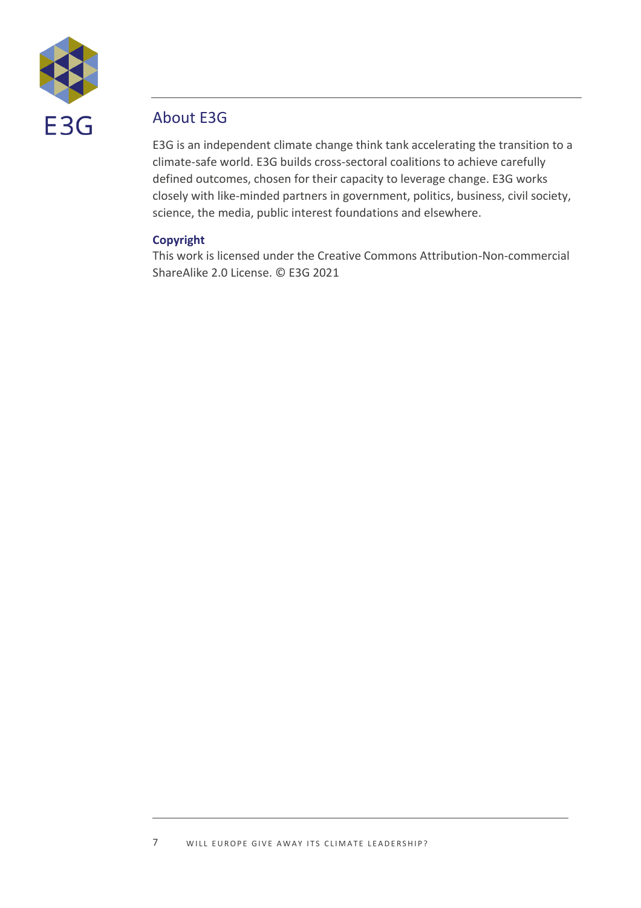E3G

## About E3G

E3G is an independent climate change think tank accelerating the transition to a climate-safe world. E3G builds cross-sectoral coalitions to achieve carefully defined outcomes, chosen for their capacity to leverage change. E3G works closely with like-minded partners in government, politics, business, civil society, science, the media, public interest foundations and elsewhere.

**Copyright**

This work is licensed under the Creative Commons Attribution-Non-commercial ShareAlike 2.0 License. © E3G 2021